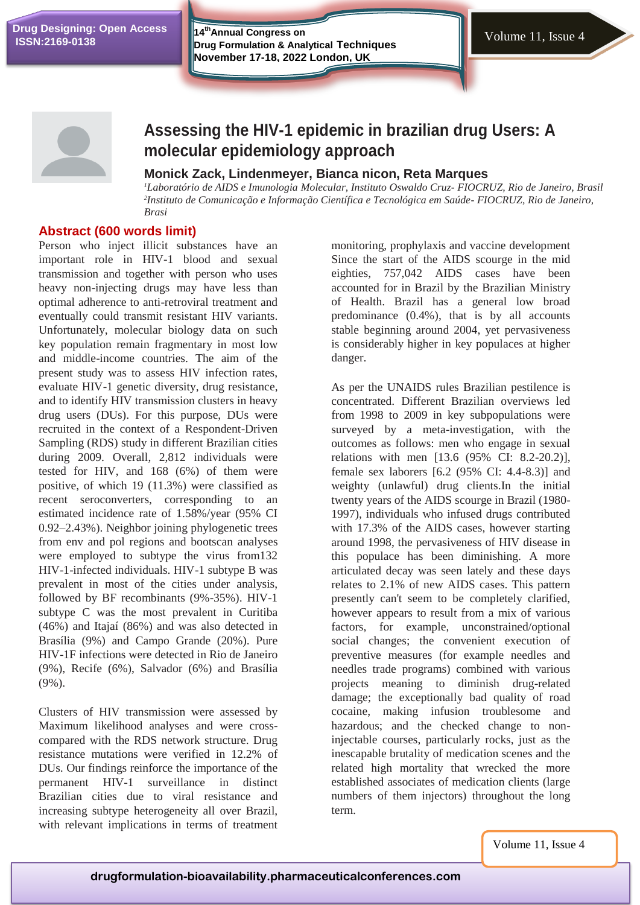# Assessing the HIV-1 epidemic in brazilian drug Users: A molecular epidemiology approach

**Monick Zack, Lindenmeyer, Bianca nicon, Reta Marques**

*[1]Laboratório de AIDS e Imunologia Molecular, Instituto Oswaldo Cruz- FIOCRUZ, Rio de Janeiro, Brasil*
*[2]Instituto de Comunicação e Informação Científica e Tecnológica em Saúde- FIOCRUZ, Rio de Janeiro, Brasi*

## Abstract (600 words limit)

Person who inject illicit substances have an important role in HIV-1 blood and sexual transmission and together with person who uses heavy non-injecting drugs may have less than optimal adherence to anti-retroviral treatment and eventually could transmit resistant HIV variants. Unfortunately, molecular biology data on such key population remain fragmentary in most low and middle-income countries. The aim of the present study was to assess HIV infection rates, evaluate HIV-1 genetic diversity, drug resistance, and to identify HIV transmission clusters in heavy drug users (DUs). For this purpose, DUs were recruited in the context of a Respondent-Driven Sampling (RDS) study in different Brazilian cities during 2009. Overall, 2,812 individuals were tested for HIV, and 168 (6%) of them were positive, of which 19 (11.3%) were classified as recent seroconverters, corresponding to an estimated incidence rate of 1.58%/year (95% CI 0.92–2.43%). Neighbor joining phylogenetic trees from env and pol regions and bootscan analyses were employed to subtype the virus from132 HIV-1-infected individuals. HIV-1 subtype B was prevalent in most of the cities under analysis, followed by BF recombinants (9%-35%). HIV-1 subtype C was the most prevalent in Curitiba (46%) and Itajaí (86%) and was also detected in Brasília (9%) and Campo Grande (20%). Pure HIV-1F infections were detected in Rio de Janeiro (9%), Recife (6%), Salvador (6%) and Brasília (9%).

Clusters of HIV transmission were assessed by Maximum likelihood analyses and were cross-compared with the RDS network structure. Drug resistance mutations were verified in 12.2% of DUs. Our findings reinforce the importance of the permanent HIV-1 surveillance in distinct Brazilian cities due to viral resistance and increasing subtype heterogeneity all over Brazil, with relevant implications in terms of treatment monitoring, prophylaxis and vaccine development Since the start of the AIDS scourge in the mid eighties, 757,042 AIDS cases have been accounted for in Brazil by the Brazilian Ministry of Health. Brazil has a general low broad predominance (0.4%), that is by all accounts stable beginning around 2004, yet pervasiveness is considerably higher in key populaces at higher danger.

As per the UNAIDS rules Brazilian pestilence is concentrated. Different Brazilian overviews led from 1998 to 2009 in key subpopulations were surveyed by a meta-investigation, with the outcomes as follows: men who engage in sexual relations with men [13.6 (95% CI: 8.2-20.2)], female sex laborers [6.2 (95% CI: 4.4-8.3)] and weighty (unlawful) drug clients.In the initial twenty years of the AIDS scourge in Brazil (1980-1997), individuals who infused drugs contributed with 17.3% of the AIDS cases, however starting around 1998, the pervasiveness of HIV disease in this populace has been diminishing. A more articulated decay was seen lately and these days relates to 2.1% of new AIDS cases. This pattern presently can't seem to be completely clarified, however appears to result from a mix of various factors, for example, unconstrained/optional social changes; the convenient execution of preventive measures (for example needles and needles trade programs) combined with various projects meaning to diminish drug-related damage; the exceptionally bad quality of road cocaine, making infusion troublesome and hazardous; and the checked change to non-injectable courses, particularly rocks, just as the inescapable brutality of medication scenes and the related high mortality that wrecked the more established associates of medication clients (large numbers of them injectors) throughout the long term.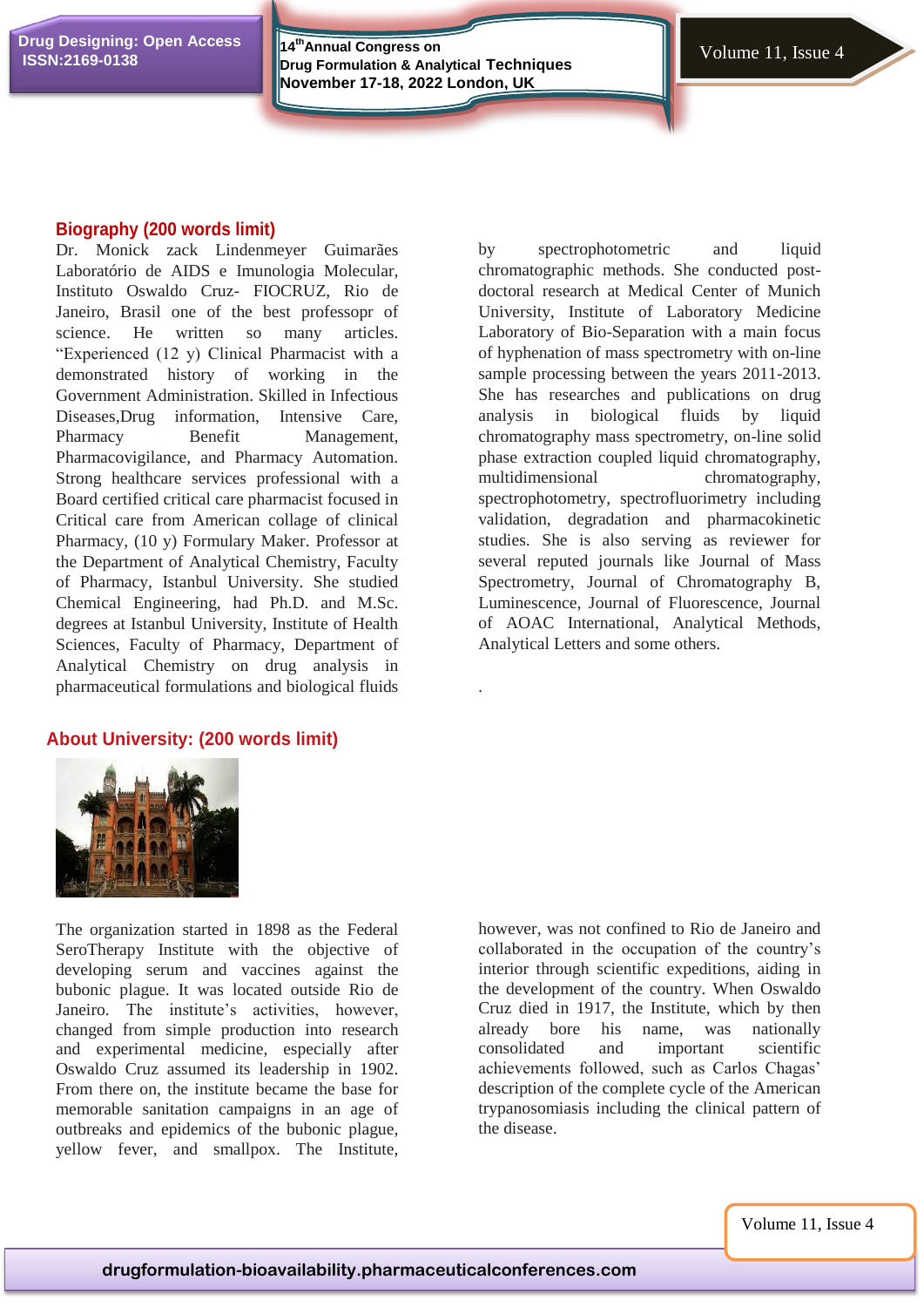## Biography (200 words limit)

Dr. Monick zack Lindenmeyer Guimarães Laboratório de AIDS e Imunologia Molecular, Instituto Oswaldo Cruz- FIOCRUZ, Rio de Janeiro, Brasil one of the best professopr of science. He written so many articles. "Experienced (12 y) Clinical Pharmacist with a demonstrated history of working in the Government Administration. Skilled in Infectious Diseases,Drug information, Intensive Care, Pharmacy Benefit Management, Pharmacovigilance, and Pharmacy Automation. Strong healthcare services professional with a Board certified critical care pharmacist focused in Critical care from American collage of clinical Pharmacy, (10 y) Formulary Maker. Professor at the Department of Analytical Chemistry, Faculty of Pharmacy, Istanbul University. She studied Chemical Engineering, had Ph.D. and M.Sc. degrees at Istanbul University, Institute of Health Sciences, Faculty of Pharmacy, Department of Analytical Chemistry on drug analysis in pharmaceutical formulations and biological fluids by spectrophotometric and liquid chromatographic methods. She conducted post-doctoral research at Medical Center of Munich University, Institute of Laboratory Medicine Laboratory of Bio-Separation with a main focus of hyphenation of mass spectrometry with on-line sample processing between the years 2011-2013. She has researches and publications on drug analysis in biological fluids by liquid chromatography mass spectrometry, on-line solid phase extraction coupled liquid chromatography, multidimensional chromatography, spectrophotometry, spectrofluorimetry including validation, degradation and pharmacokinetic studies. She is also serving as reviewer for several reputed journals like Journal of Mass Spectrometry, Journal of Chromatography B, Luminescence, Journal of Fluorescence, Journal of AOAC International, Analytical Methods, Analytical Letters and some others.

.

## About University: (200 words limit)

The organization started in 1898 as the Federal SeroTherapy Institute with the objective of developing serum and vaccines against the bubonic plague. It was located outside Rio de Janeiro. The institute's activities, however, changed from simple production into research and experimental medicine, especially after Oswaldo Cruz assumed its leadership in 1902. From there on, the institute became the base for memorable sanitation campaigns in an age of outbreaks and epidemics of the bubonic plague, yellow fever, and smallpox. The Institute, however, was not confined to Rio de Janeiro and collaborated in the occupation of the country's interior through scientific expeditions, aiding in the development of the country. When Oswaldo Cruz died in 1917, the Institute, which by then already bore his name, was nationally consolidated and important scientific achievements followed, such as Carlos Chagas' description of the complete cycle of the American trypanosomiasis including the clinical pattern of the disease.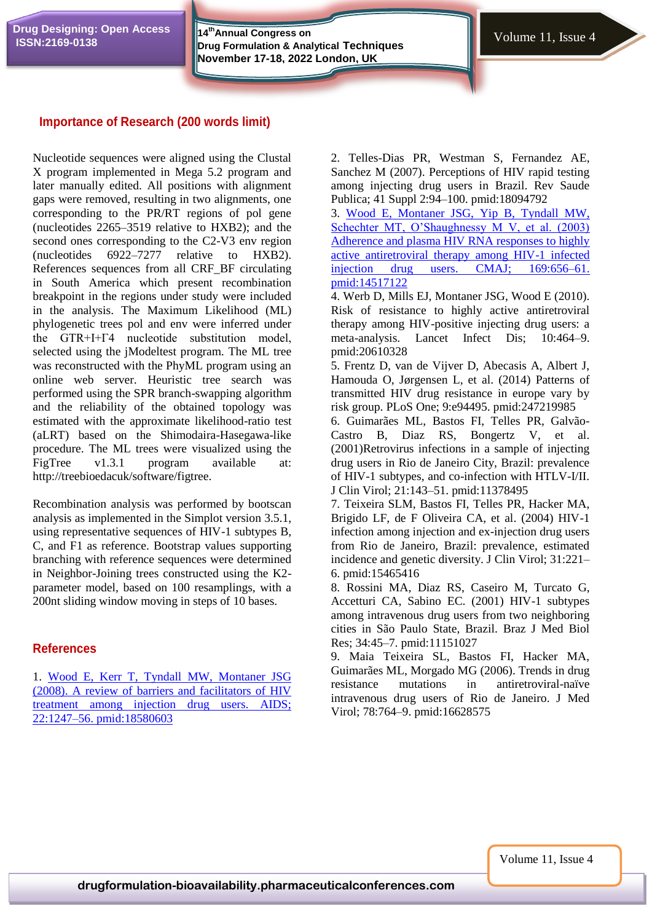## Importance of Research (200 words limit)

Nucleotide sequences were aligned using the Clustal X program implemented in Mega 5.2 program and later manually edited. All positions with alignment gaps were removed, resulting in two alignments, one corresponding to the PR/RT regions of pol gene (nucleotides 2265–3519 relative to HXB2); and the second ones corresponding to the C2-V3 env region (nucleotides 6922–7277 relative to HXB2). References sequences from all CRF_BF circulating in South America which present recombination breakpoint in the regions under study were included in the analysis. The Maximum Likelihood (ML) phylogenetic trees pol and env were inferred under the GTR+I+Γ4 nucleotide substitution model, selected using the jModeltest program. The ML tree was reconstructed with the PhyML program using an online web server. Heuristic tree search was performed using the SPR branch-swapping algorithm and the reliability of the obtained topology was estimated with the approximate likelihood-ratio test (aLRT) based on the Shimodaira-Hasegawa-like procedure. The ML trees were visualized using the FigTree v1.3.1 program available at: http://treebioedacuk/software/figtree.

Recombination analysis was performed by bootscan analysis as implemented in the Simplot version 3.5.1, using representative sequences of HIV-1 subtypes B, C, and F1 as reference. Bootstrap values supporting branching with reference sequences were determined in Neighbor-Joining trees constructed using the K2-parameter model, based on 100 resamplings, with a 200nt sliding window moving in steps of 10 bases.

## References

1. Wood E, Kerr T, Tyndall MW, Montaner JSG (2008). A review of barriers and facilitators of HIV treatment among injection drug users. AIDS; 22:1247–56. pmid:18580603
2. Telles-Dias PR, Westman S, Fernandez AE, Sanchez M (2007). Perceptions of HIV rapid testing among injecting drug users in Brazil. Rev Saude Publica; 41 Suppl 2:94–100. pmid:18094792
3. Wood E, Montaner JSG, Yip B, Tyndall MW, Schechter MT, O'Shaughnessy M V, et al. (2003) Adherence and plasma HIV RNA responses to highly active antiretroviral therapy among HIV-1 infected injection drug users. CMAJ; 169:656–61. pmid:14517122
4. Werb D, Mills EJ, Montaner JSG, Wood E (2010). Risk of resistance to highly active antiretroviral therapy among HIV-positive injecting drug users: a meta-analysis. Lancet Infect Dis; 10:464–9. pmid:20610328
5. Frentz D, van de Vijver D, Abecasis A, Albert J, Hamouda O, Jørgensen L, et al. (2014) Patterns of transmitted HIV drug resistance in europe vary by risk group. PLoS One; 9:e94495. pmid:247219985
6. Guimarães ML, Bastos FI, Telles PR, Galvão-Castro B, Diaz RS, Bongertz V, et al. (2001)Retrovirus infections in a sample of injecting drug users in Rio de Janeiro City, Brazil: prevalence of HIV-1 subtypes, and co-infection with HTLV-I/II. J Clin Virol; 21:143–51. pmid:11378495
7. Teixeira SLM, Bastos FI, Telles PR, Hacker MA, Brigido LF, de F Oliveira CA, et al. (2004) HIV-1 infection among injection and ex-injection drug users from Rio de Janeiro, Brazil: prevalence, estimated incidence and genetic diversity. J Clin Virol; 31:221–6. pmid:15465416
8. Rossini MA, Diaz RS, Caseiro M, Turcato G, Accetturi CA, Sabino EC. (2001) HIV-1 subtypes among intravenous drug users from two neighboring cities in São Paulo State, Brazil. Braz J Med Biol Res; 34:45–7. pmid:11151027
9. Maia Teixeira SL, Bastos FI, Hacker MA, Guimarães ML, Morgado MG (2006). Trends in drug resistance mutations in antiretroviral-naïve intravenous drug users of Rio de Janeiro. J Med Virol; 78:764–9. pmid:16628575